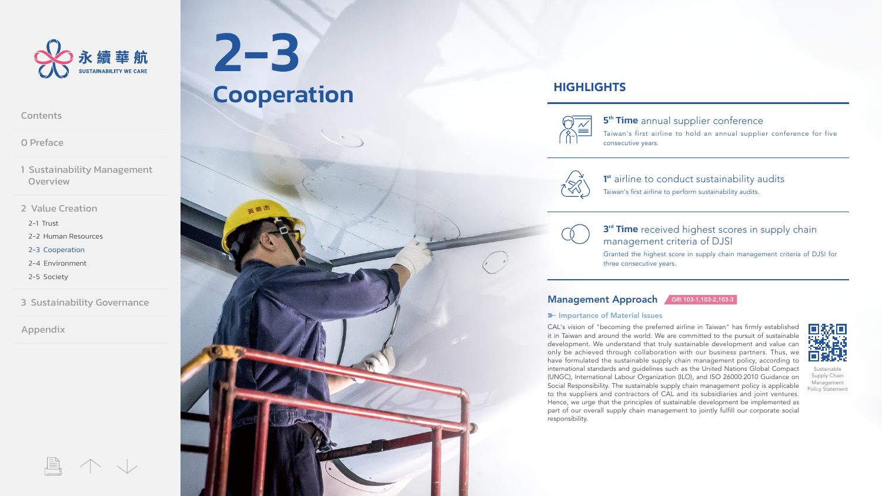# 2-3 Cooperation

## HIGHLIGHTS

**5th Time** annual supplier conference

Taiwan's first airline to hold an annual supplier conference for five consecutive years.

**1st** airline to conduct sustainability audits

Taiwan's first airline to perform sustainability audits.

**3rd Time** received highest scores in supply chain management criteria of DJSI

Granted the highest score in supply chain management criteria of DJSI for three consecutive years.

## Management Approach

GRI 103-1,103-2,103-3

### Importance of Material Issues

CAL's vision of "becoming the preferred airline in Taiwan" has firmly established it in Taiwan and around the world. We are committed to the pursuit of sustainable development. We understand that truly sustainable development and value can only be achieved through collaboration with our business partners. Thus, we have formulated the sustainable supply chain management policy, according to international standards and guidelines such as the United Nations Global Compact (UNGC), International Labour Organization (ILO), and ISO 26000:2010 Guidance on Social Responsibility. The sustainable supply chain management policy is applicable to the suppliers and contractors of CAL and its subsidiaries and joint ventures. Hence, we urge that the principles of sustainable development be implemented as part of our overall supply chain management to jointly fulfill our corporate social responsibility.

Sustainable Supply Chain Management Policy Statement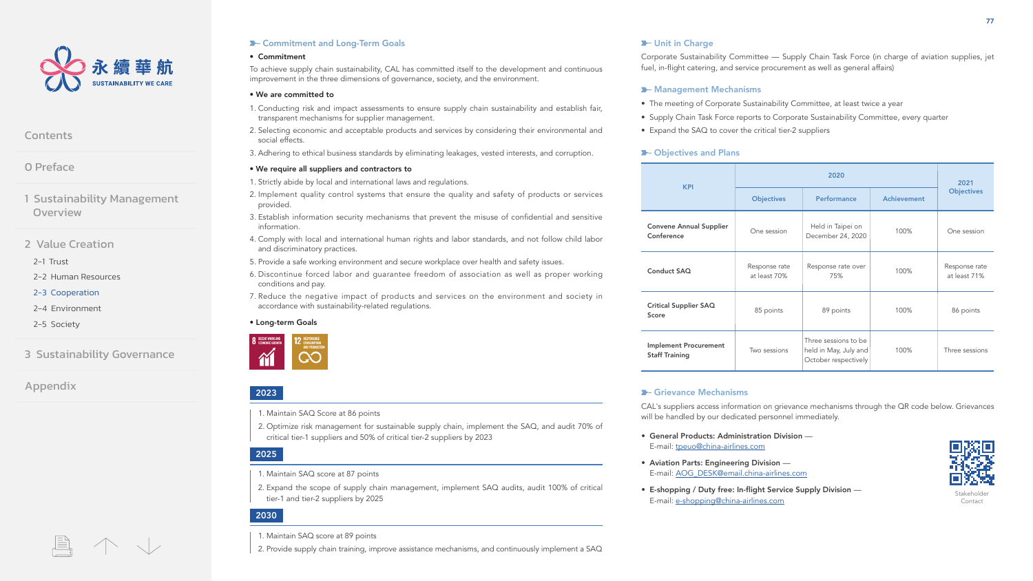## Commitment and Long-Term Goals

- **Commitment**

To achieve supply chain sustainability, CAL has committed itself to the development and continuous improvement in the three dimensions of governance, society, and the environment.

- **We are committed to**

1. Conducting risk and impact assessments to ensure supply chain sustainability and establish fair, transparent mechanisms for supplier management.
2. Selecting economic and acceptable products and services by considering their environmental and social effects.
3. Adhering to ethical business standards by eliminating leakages, vested interests, and corruption.

- **We require all suppliers and contractors to**

1. Strictly abide by local and international laws and regulations.
2. Implement quality control systems that ensure the quality and safety of products or services provided.
3. Establish information security mechanisms that prevent the misuse of confidential and sensitive information.
4. Comply with local and international human rights and labor standards, and not follow child labor and discriminatory practices.
5. Provide a safe working environment and secure workplace over health and safety issues.
6. Discontinue forced labor and guarantee freedom of association as well as proper working conditions and pay.
7. Reduce the negative impact of products and services on the environment and society in accordance with sustainability-related regulations.

- **Long-term Goals**

**2023**

1. Maintain SAQ Score at 86 points
2. Optimize risk management for sustainable supply chain, implement the SAQ, and audit 70% of critical tier-1 suppliers and 50% of critical tier-2 suppliers by 2023

**2025**

1. Maintain SAQ score at 87 points
2. Expand the scope of supply chain management, implement SAQ audits, audit 100% of critical tier-1 and tier-2 suppliers by 2025

**2030**

1. Maintain SAQ score at 89 points
2. Provide supply chain training, improve assistance mechanisms, and continuously implement a SAQ

## Unit in Charge

Corporate Sustainability Committee — Supply Chain Task Force (in charge of aviation supplies, jet fuel, in-flight catering, and service procurement as well as general affairs)

## Management Mechanisms

- The meeting of Corporate Sustainability Committee, at least twice a year
- Supply Chain Task Force reports to Corporate Sustainability Committee, every quarter
- Expand the SAQ to cover the critical tier-2 suppliers

## Objectives and Plans

| KPI | 2020 | | | 2021 Objectives |
|---|---|---|---|---|
| | Objectives | Performance | Achievement | |
| **Convene Annual Supplier Conference** | One session | Held in Taipei on December 24, 2020 | 100% | One session |
| **Conduct SAQ** | Response rate at least 70% | Response rate over 75% | 100% | Response rate at least 71% |
| **Critical Supplier SAQ Score** | 85 points | 89 points | 100% | 86 points |
| **Implement Procurement Staff Training** | Two sessions | Three sessions to be held in May, July and October respectively | 100% | Three sessions |

## Grievance Mechanisms

CAL's suppliers access information on grievance mechanisms through the QR code below. Grievances will be handled by our dedicated personnel immediately.

- **General Products: Administration Division** —
  E-mail: tpeuo@china-airlines.com
- **Aviation Parts: Engineering Division** —
  E-mail: AOG_DESK@email.china-airlines.com
- **E-shopping / Duty free: In-flight Service Supply Division** —
  E-mail: e-shopping@china-airlines.com

Stakeholder Contact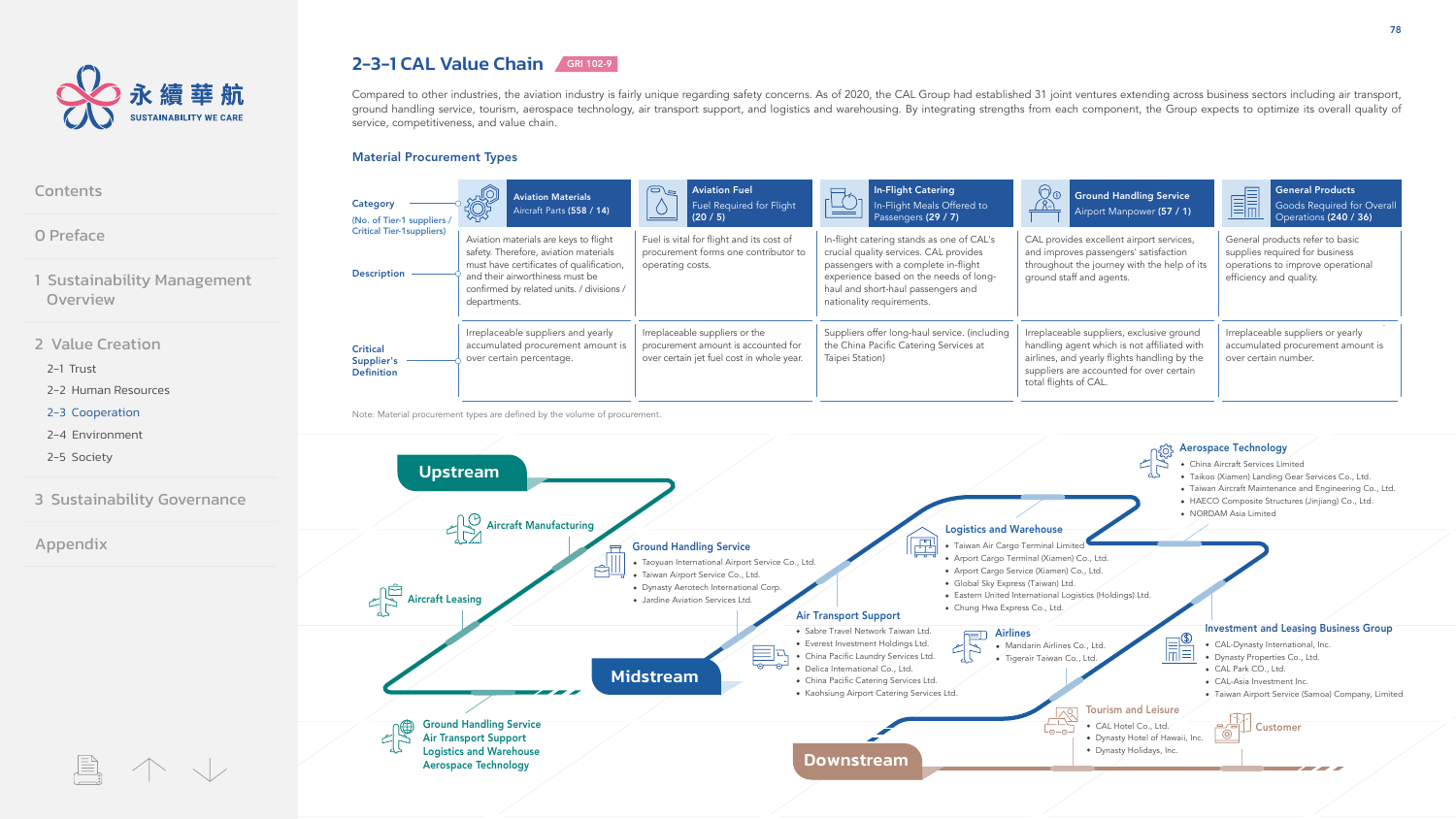## 2-3-1 CAL Value Chain

GRI 102-9

Compared to other industries, the aviation industry is fairly unique regarding safety concerns. As of 2020, the CAL Group had established 31 joint ventures extending across business sectors including air transport, ground handling service, tourism, aerospace technology, air transport support, and logistics and warehousing. By integrating strengths from each component, the Group expects to optimize its overall quality of service, competitiveness, and value chain.

### Material Procurement Types

| Category (No. of Tier-1 suppliers / Critical Tier-1suppliers) | Aviation Materials Aircraft Parts (558 / 14) | Aviation Fuel Fuel Required for Flight (20 / 5) | In-Flight Catering In-Flight Meals Offered to Passengers (29 / 7) | Ground Handling Service Airport Manpower (57 / 1) | General Products Goods Required for Overall Operations (240 / 36) |
|---|---|---|---|---|---|
| Description | Aviation materials are keys to flight safety. Therefore, aviation materials must have certificates of qualification, and their airworthiness must be confirmed by related units. / divisions / departments. | Fuel is vital for flight and its cost of procurement forms one contributor to operating costs. | In-flight catering stands as one of CAL's crucial quality services. CAL provides passengers with a complete in-flight experience based on the needs of long-haul and short-haul passengers and nationality requirements. | CAL provides excellent airport services, and improves passengers' satisfaction throughout the journey with the help of its ground staff and agents. | General products refer to basic supplies required for business operations to improve operational efficiency and quality. |
| Critical Supplier's Definition | Irreplaceable suppliers and yearly accumulated procurement amount is over certain percentage. | Irreplaceable suppliers or the procurement amount is accounted for over certain jet fuel cost in whole year. | Suppliers offer long-haul service. (including the China Pacific Catering Services at Taipei Station) | Irreplaceable suppliers, exclusive ground handling agent which is not affiliated with airlines, and yearly flights handling by the suppliers are accounted for over certain total flights of CAL. | Irreplaceable suppliers or yearly accumulated procurement amount is over certain number. |

Note: Material procurement types are defined by the volume of procurement.

**Upstream**

Aircraft Manufacturing

Aircraft Leasing

Ground Handling Service
Air Transport Support
Logistics and Warehouse
Aerospace Technology

**Midstream**

Ground Handling Service
- Taoyuan International Airport Service Co., Ltd.
- Taiwan Airport Service Co., Ltd.
- Dynasty Aerotech International Corp.
- Jardine Aviation Services Ltd.

Air Transport Support
- Sabre Travel Network Taiwan Ltd.
- Everest Investment Holdings Ltd.
- China Pacific Laundry Services Ltd.
- Delica International Co., Ltd.
- China Pacific Catering Services Ltd.
- Kaohsiung Airport Catering Services Ltd.

Logistics and Warehouse
- Taiwan Air Cargo Terminal Limited
- Arport Cargo Terminal (Xiamen) Co., Ltd.
- Arport Cargo Service (Xiamen) Co., Ltd.
- Global Sky Express (Taiwan) Ltd.
- Eastern United International Logistics (Holdings) Ltd.
- Chung Hwa Express Co., Ltd.

Airlines
- Mandarin Airlines Co., Ltd.
- Tigerair Taiwan Co., Ltd.

Aerospace Technology
- China Aircraft Services Limited
- Taikoo (Xiamen) Landing Gear Services Co., Ltd.
- Taiwan Aircraft Maintenance and Engineering Co., Ltd.
- HAECO Composite Structures (Jinjiang) Co., Ltd.
- NORDAM Asia Limited

Investment and Leasing Business Group
- CAL-Dynasty International, Inc.
- Dynasty Properties Co., Ltd.
- CAL Park CO., Ltd.
- CAL-Asia Investment Inc.
- Taiwan Airport Service (Samoa) Company, Limited

**Downstream**

Tourism and Leisure
- CAL Hotel Co., Ltd.
- Dynasty Hotel of Hawaii, Inc.
- Dynasty Holidays, Inc.

Customer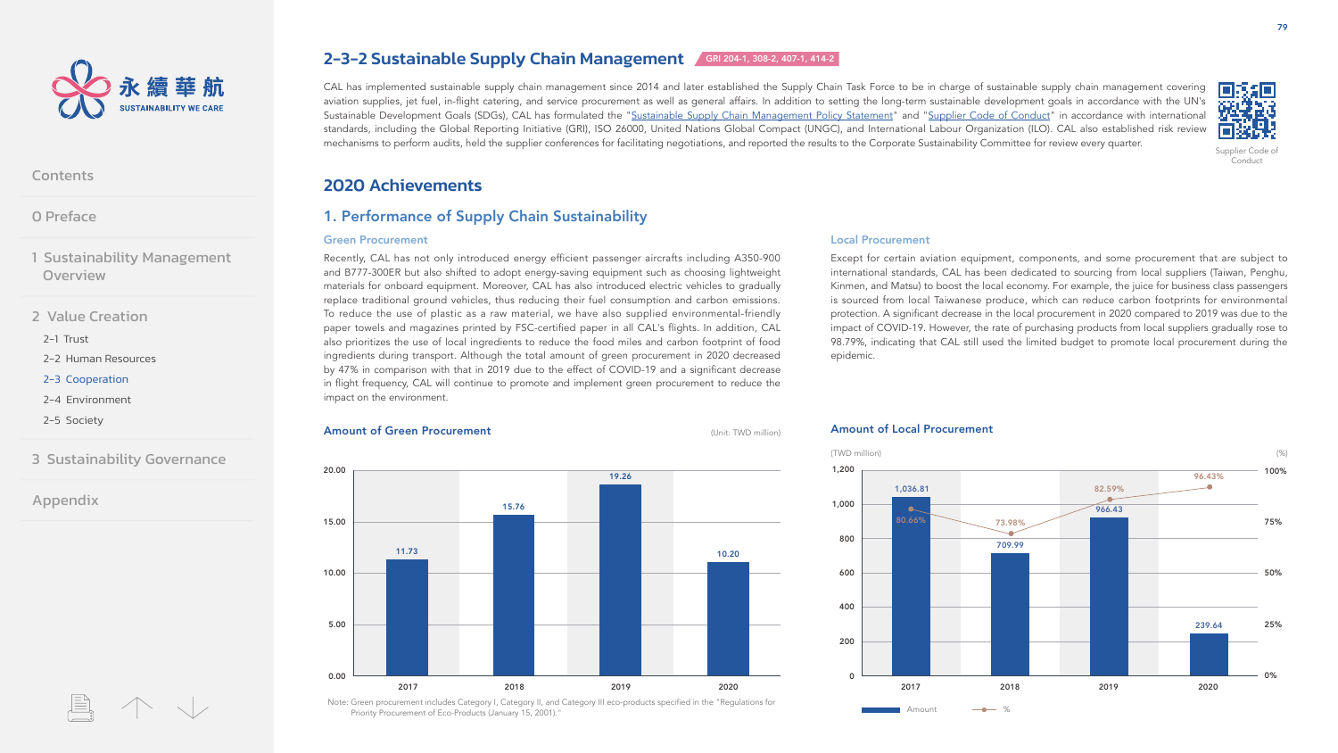## 2-3-2 Sustainable Supply Chain Management

GRI 204-1, 308-2, 407-1, 414-2

CAL has implemented sustainable supply chain management since 2014 and later established the Supply Chain Task Force to be in charge of sustainable supply chain management covering aviation supplies, jet fuel, in-flight catering, and service procurement as well as general affairs. In addition to setting the long-term sustainable development goals in accordance with the UN's Sustainable Development Goals (SDGs), CAL has formulated the "Sustainable Supply Chain Management Policy Statement" and "Supplier Code of Conduct" in accordance with international standards, including the Global Reporting Initiative (GRI), ISO 26000, United Nations Global Compact (UNGC), and International Labour Organization (ILO). CAL also established risk review mechanisms to perform audits, held the supplier conferences for facilitating negotiations, and reported the results to the Corporate Sustainability Committee for review every quarter.

Supplier Code of Conduct

## 2020 Achievements

### 1. Performance of Supply Chain Sustainability

#### Green Procurement

Recently, CAL has not only introduced energy efficient passenger aircrafts including A350-900 and B777-300ER but also shifted to adopt energy-saving equipment such as choosing lightweight materials for onboard equipment. Moreover, CAL has also introduced electric vehicles to gradually replace traditional ground vehicles, thus reducing their fuel consumption and carbon emissions. To reduce the use of plastic as a raw material, we have also supplied environmental-friendly paper towels and magazines printed by FSC-certified paper in all CAL's flights. In addition, CAL also prioritizes the use of local ingredients to reduce the food miles and carbon footprint of food ingredients during transport. Although the total amount of green procurement in 2020 decreased by 47% in comparison with that in 2019 due to the effect of COVID-19 and a significant decrease in flight frequency, CAL will continue to promote and implement green procurement to reduce the impact on the environment.

#### Amount of Green Procurement

(Unit: TWD million)

| Year | Amount |
|---|---|
| 2017 | 11.73 |
| 2018 | 15.76 |
| 2019 | 19.26 |
| 2020 | 10.20 |

Note: Green procurement includes Category I, Category II, and Category III eco-products specified in the "Regulations for Priority Procurement of Eco-Products (January 15, 2001)."

#### Local Procurement

Except for certain aviation equipment, components, and some procurement that are subject to international standards, CAL has been dedicated to sourcing from local suppliers (Taiwan, Penghu, Kinmen, and Matsu) to boost the local economy. For example, the juice for business class passengers is sourced from local Taiwanese produce, which can reduce carbon footprints for environmental protection. A significant decrease in the local procurement in 2020 compared to 2019 was due to the impact of COVID-19. However, the rate of purchasing products from local suppliers gradually rose to 98.79%, indicating that CAL still used the limited budget to promote local procurement during the epidemic.

#### Amount of Local Procurement

| Year | Amount (TWD million) | % |
|---|---|---|
| 2017 | 1,036.81 | 80.66% |
| 2018 | 709.99 | 73.98% |
| 2019 | 966.43 | 82.59% |
| 2020 | 239.64 | 96.43% |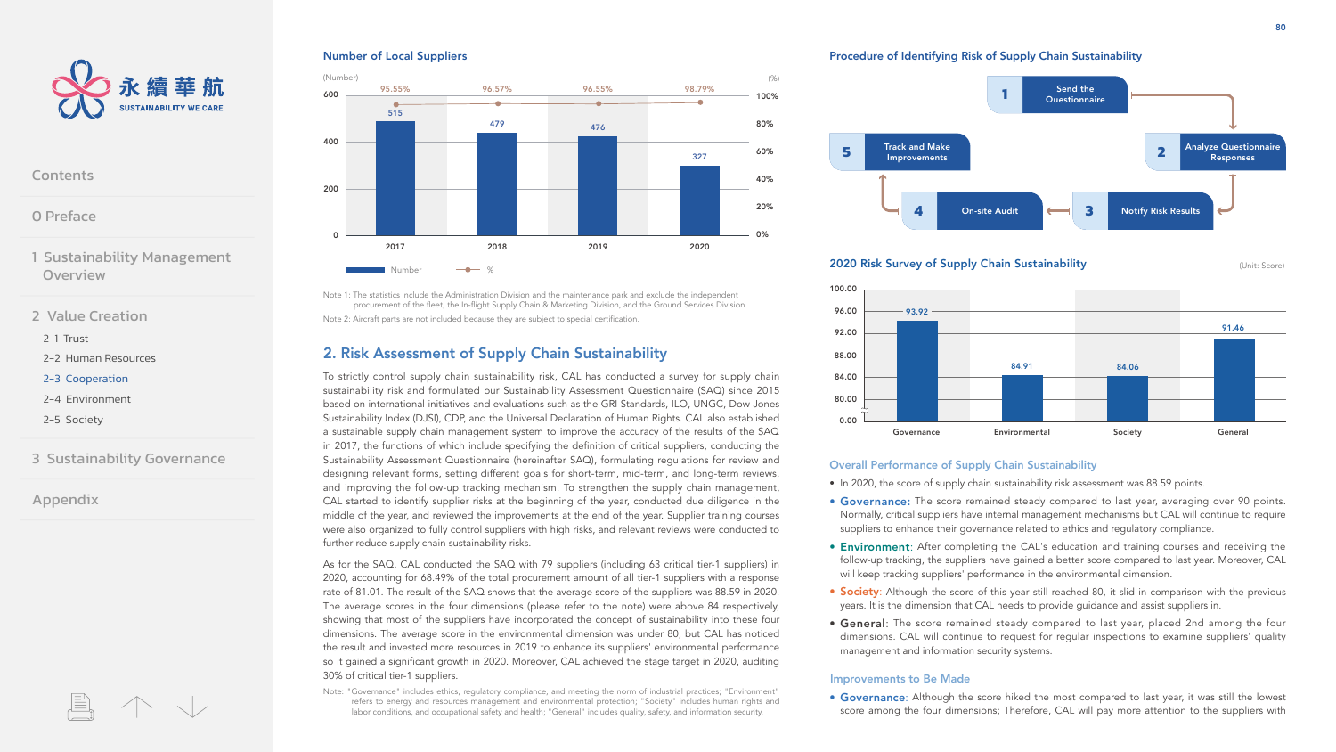### Number of Local Suppliers

| | 2017 | 2018 | 2019 | 2020 |
|---|---|---|---|---|
| Number | 515 | 479 | 476 | 327 |
| % | 95.55% | 96.57% | 96.55% | 98.79% |

Note 1: The statistics include the Administration Division and the maintenance park and exclude the independent procurement of the fleet, the In-flight Supply Chain & Marketing Division, and the Ground Services Division.

Note 2: Aircraft parts are not included because they are subject to special certification.

## 2. Risk Assessment of Supply Chain Sustainability

To strictly control supply chain sustainability risk, CAL has conducted a survey for supply chain sustainability risk and formulated our Sustainability Assessment Questionnaire (SAQ) since 2015 based on international initiatives and evaluations such as the GRI Standards, ILO, UNGC, Dow Jones Sustainability Index (DJSI), CDP, and the Universal Declaration of Human Rights. CAL also established a sustainable supply chain management system to improve the accuracy of the results of the SAQ in 2017, the functions of which include specifying the definition of critical suppliers, conducting the Sustainability Assessment Questionnaire (hereinafter SAQ), formulating regulations for review and designing relevant forms, setting different goals for short-term, mid-term, and long-term reviews, and improving the follow-up tracking mechanism. To strengthen the supply chain management, CAL started to identify supplier risks at the beginning of the year, conducted due diligence in the middle of the year, and reviewed the improvements at the end of the year. Supplier training courses were also organized to fully control suppliers with high risks, and relevant reviews were conducted to further reduce supply chain sustainability risks.

As for the SAQ, CAL conducted the SAQ with 79 suppliers (including 63 critical tier-1 suppliers) in 2020, accounting for 68.49% of the total procurement amount of all tier-1 suppliers with a response rate of 81.01. The result of the SAQ shows that the average score of the suppliers was 88.59 in 2020. The average scores in the four dimensions (please refer to the note) were above 84 respectively, showing that most of the suppliers have incorporated the concept of sustainability into these four dimensions. The average score in the environmental dimension was under 80, but CAL has noticed the result and invested more resources in 2019 to enhance its suppliers' environmental performance so it gained a significant growth in 2020. Moreover, CAL achieved the stage target in 2020, auditing 30% of critical tier-1 suppliers.

Note: "Governance" includes ethics, regulatory compliance, and meeting the norm of industrial practices; "Environment" refers to energy and resources management and environmental protection; "Society" includes human rights and labor conditions, and occupational safety and health; "General" includes quality, safety, and information security.

### Procedure of Identifying Risk of Supply Chain Sustainability

1. Send the Questionnaire
2. Analyze Questionnaire Responses
3. Notify Risk Results
4. On-site Audit
5. Track and Make Improvements

### 2020 Risk Survey of Supply Chain Sustainability

(Unit: Score)

| Governance | Environmental | Society | General |
|---|---|---|---|
| 93.92 | 84.91 | 84.06 | 91.46 |

### Overall Performance of Supply Chain Sustainability

- In 2020, the score of supply chain sustainability risk assessment was 88.59 points.
- **Governance**: The score remained steady compared to last year, averaging over 90 points. Normally, critical suppliers have internal management mechanisms but CAL will continue to require suppliers to enhance their governance related to ethics and regulatory compliance.
- **Environment**: After completing the CAL's education and training courses and receiving the follow-up tracking, the suppliers have gained a better score compared to last year. Moreover, CAL will keep tracking suppliers' performance in the environmental dimension.
- **Society**: Although the score of this year still reached 80, it slid in comparison with the previous years. It is the dimension that CAL needs to provide guidance and assist suppliers in.
- **General**: The score remained steady compared to last year, placed 2nd among the four dimensions. CAL will continue to request for regular inspections to examine suppliers' quality management and information security systems.

### Improvements to Be Made

- **Governance**: Although the score hiked the most compared to last year, it was still the lowest score among the four dimensions; Therefore, CAL will pay more attention to the suppliers with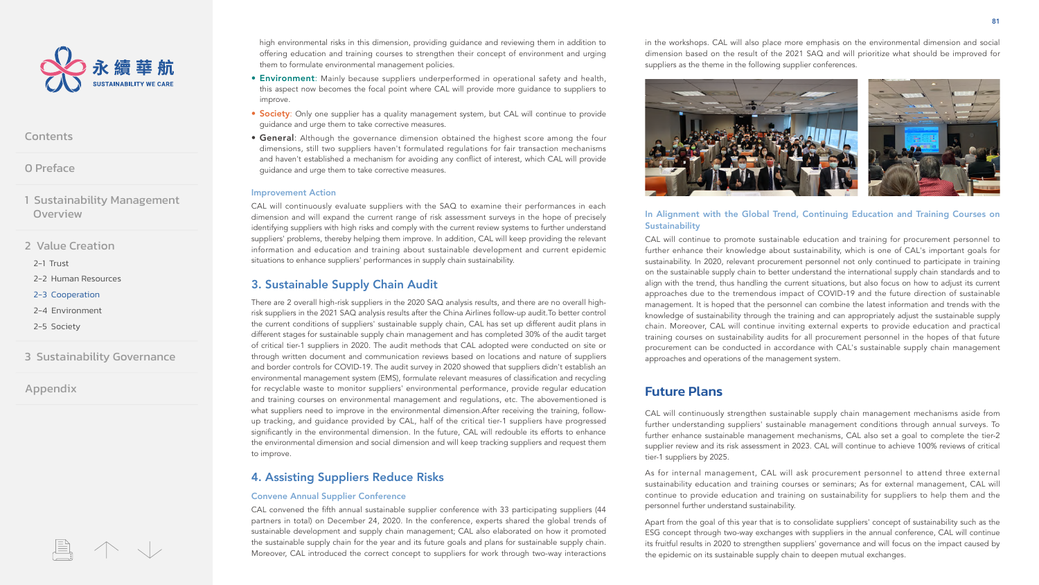high environmental risks in this dimension, providing guidance and reviewing them in addition to offering education and training courses to strengthen their concept of environment and urging them to formulate environmental management policies.

- **Environment**: Mainly because suppliers underperformed in operational safety and health, this aspect now becomes the focal point where CAL will provide more guidance to suppliers to improve.
- **Society**: Only one supplier has a quality management system, but CAL will continue to provide guidance and urge them to take corrective measures.
- **General**: Although the governance dimension obtained the highest score among the four dimensions, still two suppliers haven't formulated regulations for fair transaction mechanisms and haven't established a mechanism for avoiding any conflict of interest, which CAL will provide guidance and urge them to take corrective measures.

#### Improvement Action

CAL will continuously evaluate suppliers with the SAQ to examine their performances in each dimension and will expand the current range of risk assessment surveys in the hope of precisely identifying suppliers with high risks and comply with the current review systems to further understand suppliers' problems, thereby helping them improve. In addition, CAL will keep providing the relevant information and education and training about sustainable development and current epidemic situations to enhance suppliers' performances in supply chain sustainability.

### 3. Sustainable Supply Chain Audit

There are 2 overall high-risk suppliers in the 2020 SAQ analysis results, and there are no overall high-risk suppliers in the 2021 SAQ analysis results after the China Airlines follow-up audit.To better control the current conditions of suppliers' sustainable supply chain, CAL has set up different audit plans in different stages for sustainable supply chain management and has completed 30% of the audit target of critical tier-1 suppliers in 2020. The audit methods that CAL adopted were conducted on site or through written document and communication reviews based on locations and nature of suppliers and border controls for COVID-19. The audit survey in 2020 showed that suppliers didn't establish an environmental management system (EMS), formulate relevant measures of classification and recycling for recyclable waste to monitor suppliers' environmental performance, provide regular education and training courses on environmental management and regulations, etc. The abovementioned is what suppliers need to improve in the environmental dimension.After receiving the training, follow-up tracking, and guidance provided by CAL, half of the critical tier-1 suppliers have progressed significantly in the environmental dimension. In the future, CAL will redouble its efforts to enhance the environmental dimension and social dimension and will keep tracking suppliers and request them to improve.

### 4. Assisting Suppliers Reduce Risks

#### Convene Annual Supplier Conference

CAL convened the fifth annual sustainable supplier conference with 33 participating suppliers (44 partners in total) on December 24, 2020. In the conference, experts shared the global trends of sustainable development and supply chain management; CAL also elaborated on how it promoted the sustainable supply chain for the year and its future goals and plans for sustainable supply chain. Moreover, CAL introduced the correct concept to suppliers for work through two-way interactions in the workshops. CAL will also place more emphasis on the environmental dimension and social dimension based on the result of the 2021 SAQ and will prioritize what should be improved for suppliers as the theme in the following supplier conferences.

#### In Alignment with the Global Trend, Continuing Education and Training Courses on Sustainability

CAL will continue to promote sustainable education and training for procurement personnel to further enhance their knowledge about sustainability, which is one of CAL's important goals for sustainability. In 2020, relevant procurement personnel not only continued to participate in training on the sustainable supply chain to better understand the international supply chain standards and to align with the trend, thus handling the current situations, but also focus on how to adjust its current approaches due to the tremendous impact of COVID-19 and the future direction of sustainable management. It is hoped that the personnel can combine the latest information and trends with the knowledge of sustainability through the training and can appropriately adjust the sustainable supply chain. Moreover, CAL will continue inviting external experts to provide education and practical training courses on sustainability audits for all procurement personnel in the hopes of that future procurement can be conducted in accordance with CAL's sustainable supply chain management approaches and operations of the management system.

## Future Plans

CAL will continuously strengthen sustainable supply chain management mechanisms aside from further understanding suppliers' sustainable management conditions through annual surveys. To further enhance sustainable management mechanisms, CAL also set a goal to complete the tier-2 supplier review and its risk assessment in 2023. CAL will continue to achieve 100% reviews of critical tier-1 suppliers by 2025.

As for internal management, CAL will ask procurement personnel to attend three external sustainability education and training courses or seminars; As for external management, CAL will continue to provide education and training on sustainability for suppliers to help them and the personnel further understand sustainability.

Apart from the goal of this year that is to consolidate suppliers' concept of sustainability such as the ESG concept through two-way exchanges with suppliers in the annual conference, CAL will continue its fruitful results in 2020 to strengthen suppliers' governance and will focus on the impact caused by the epidemic on its sustainable supply chain to deepen mutual exchanges.